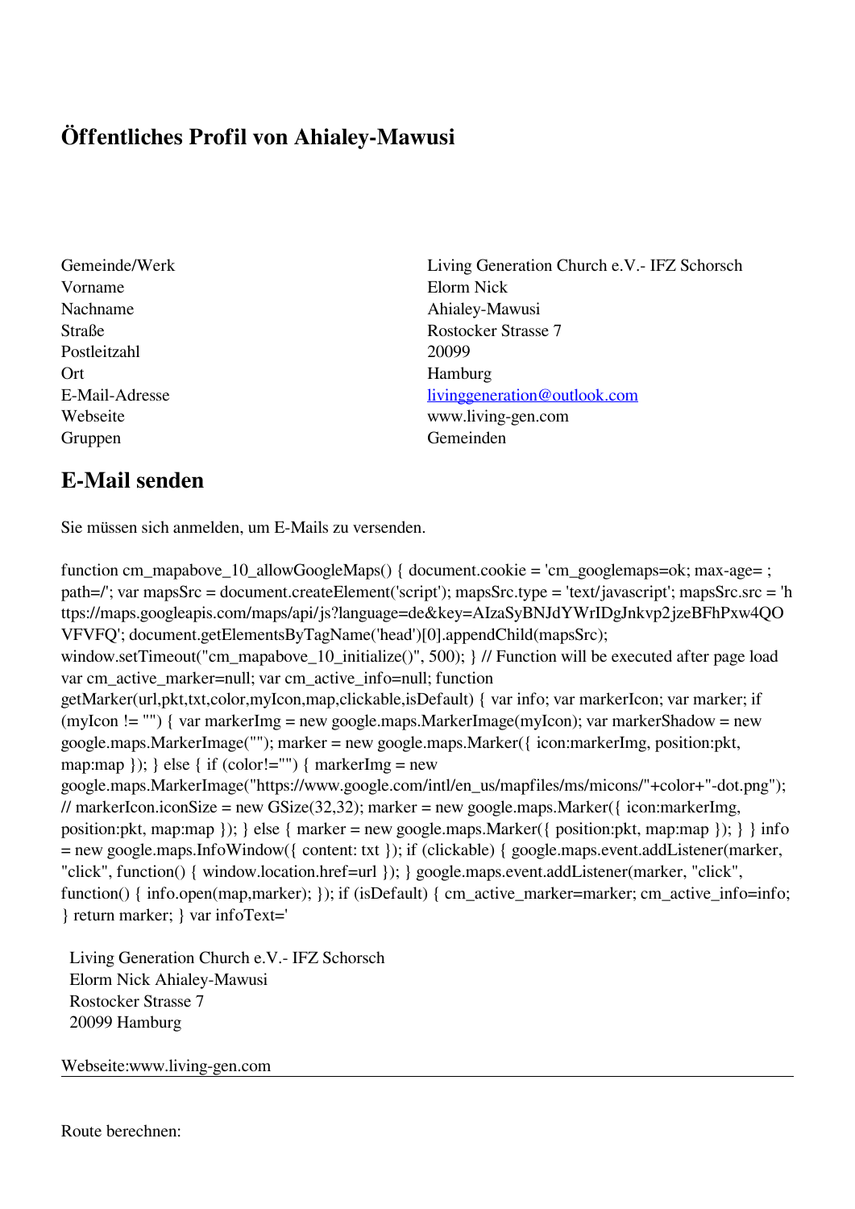# Öffentliches Profil von Ahialey-Mawusi

| | |
|---|---|
| Gemeinde/Werk | Living Generation Church e.V.- IFZ Schorsch |
| Vorname | Elorm Nick |
| Nachname | Ahialey-Mawusi |
| Straße | Rostocker Strasse 7 |
| Postleitzahl | 20099 |
| Ort | Hamburg |
| E-Mail-Adresse | livinggeneration@outlook.com |
| Webseite | www.living-gen.com |
| Gruppen | Gemeinden |

## E-Mail senden

Sie müssen sich anmelden, um E-Mails zu versenden.

function cm_mapabove_10_allowGoogleMaps() { document.cookie = 'cm_googlemaps=ok; max-age= ; path=/'; var mapsSrc = document.createElement('script'); mapsSrc.type = 'text/javascript'; mapsSrc.src = 'https://maps.googleapis.com/maps/api/js?language=de&key=AIzaSyBNJdYWrIDgJnkvp2jzeBFhPxw4QOVFVFQ'; document.getElementsByTagName('head')[0].appendChild(mapsSrc); window.setTimeout("cm_mapabove_10_initialize()", 500); } // Function will be executed after page load var cm_active_marker=null; var cm_active_info=null; function getMarker(url,pkt,txt,color,myIcon,map,clickable,isDefault) { var info; var markerIcon; var marker; if (myIcon != "") { var markerImg = new google.maps.MarkerImage(myIcon); var markerShadow = new google.maps.MarkerImage(""); marker = new google.maps.Marker({ icon:markerImg, position:pkt, map:map }); } else { if (color!="") { markerImg = new google.maps.MarkerImage("https://www.google.com/intl/en_us/mapfiles/ms/micons/"+color+"-dot.png"); // markerIcon.iconSize = new GSize(32,32); marker = new google.maps.Marker({ icon:markerImg, position:pkt, map:map }); } else { marker = new google.maps.Marker({ position:pkt, map:map }); } } info = new google.maps.InfoWindow({ content: txt }); if (clickable) { google.maps.event.addListener(marker, "click", function() { window.location.href=url }); } google.maps.event.addListener(marker, "click", function() { info.open(map,marker); }); if (isDefault) { cm_active_marker=marker; cm_active_info=info; } return marker; } var infoText='

Living Generation Church e.V.- IFZ Schorsch
Elorm Nick Ahialey-Mawusi
Rostocker Strasse 7
20099 Hamburg

Webseite:www.living-gen.com

---

Route berechnen: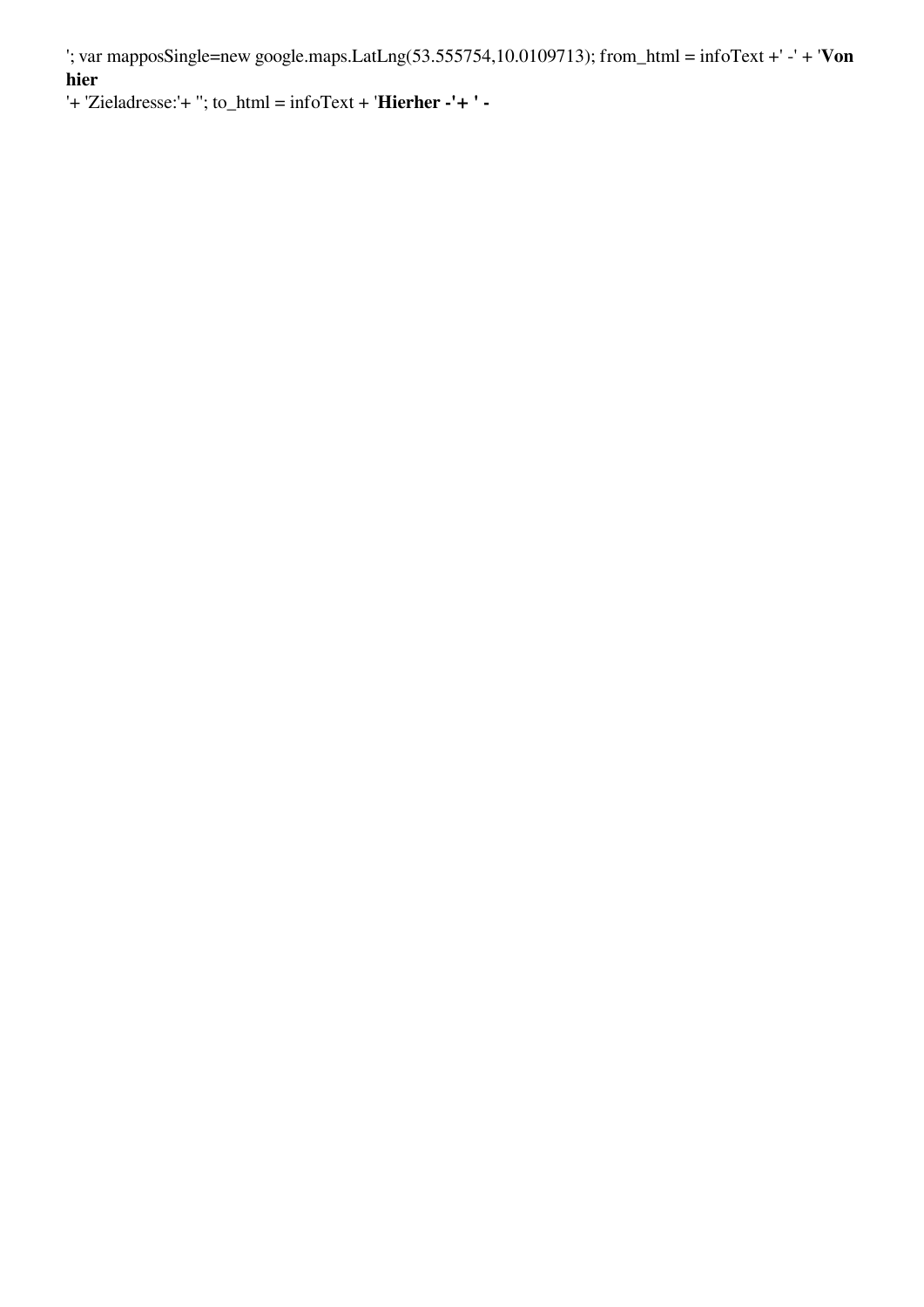'; var mapposSingle=new google.maps.LatLng(53.555754,10.0109713); from_html = infoText +' -' + '**Von hier**
'+ 'Zieladresse:'+ ''; to_html = infoText + '**Hierher -'+ ' -**